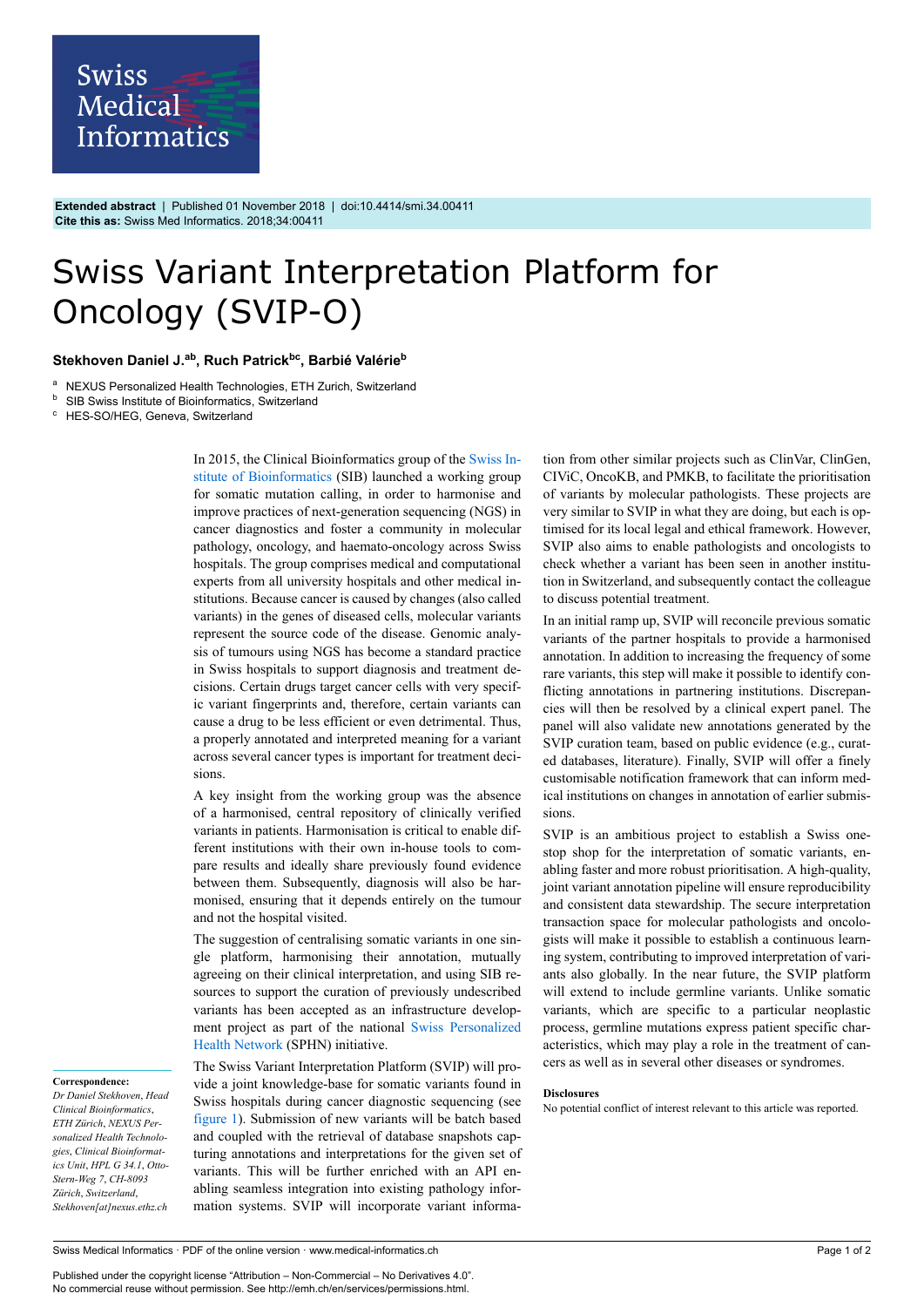**Extended abstract** | Published 01 November 2018 | doi:10.4414/smi.34.00411
**Cite this as:** Swiss Med Informatics. 2018;34:00411

# Swiss Variant Interpretation Platform for Oncology (SVIP-O)

**Stekhoven Daniel J.[ab], Ruch Patrick[bc], Barbié Valérie[b]**

[a] NEXUS Personalized Health Technologies, ETH Zurich, Switzerland
[b] SIB Swiss Institute of Bioinformatics, Switzerland
[c] HES-SO/HEG, Geneva, Switzerland

In 2015, the Clinical Bioinformatics group of the Swiss Institute of Bioinformatics (SIB) launched a working group for somatic mutation calling, in order to harmonise and improve practices of next-generation sequencing (NGS) in cancer diagnostics and foster a community in molecular pathology, oncology, and haemato-oncology across Swiss hospitals. The group comprises medical and computational experts from all university hospitals and other medical institutions. Because cancer is caused by changes (also called variants) in the genes of diseased cells, molecular variants represent the source code of the disease. Genomic analysis of tumours using NGS has become a standard practice in Swiss hospitals to support diagnosis and treatment decisions. Certain drugs target cancer cells with very specific variant fingerprints and, therefore, certain variants can cause a drug to be less efficient or even detrimental. Thus, a properly annotated and interpreted meaning for a variant across several cancer types is important for treatment decisions.

A key insight from the working group was the absence of a harmonised, central repository of clinically verified variants in patients. Harmonisation is critical to enable different institutions with their own in-house tools to compare results and ideally share previously found evidence between them. Subsequently, diagnosis will also be harmonised, ensuring that it depends entirely on the tumour and not the hospital visited.

The suggestion of centralising somatic variants in one single platform, harmonising their annotation, mutually agreeing on their clinical interpretation, and using SIB resources to support the curation of previously undescribed variants has been accepted as an infrastructure development project as part of the national Swiss Personalized Health Network (SPHN) initiative.

The Swiss Variant Interpretation Platform (SVIP) will provide a joint knowledge-base for somatic variants found in Swiss hospitals during cancer diagnostic sequencing (see figure 1). Submission of new variants will be batch based and coupled with the retrieval of database snapshots capturing annotations and interpretations for the given set of variants. This will be further enriched with an API enabling seamless integration into existing pathology information systems. SVIP will incorporate variant information from other similar projects such as ClinVar, ClinGen, CIViC, OncoKB, and PMKB, to facilitate the prioritisation of variants by molecular pathologists. These projects are very similar to SVIP in what they are doing, but each is optimised for its local legal and ethical framework. However, SVIP also aims to enable pathologists and oncologists to check whether a variant has been seen in another institution in Switzerland, and subsequently contact the colleague to discuss potential treatment.

In an initial ramp up, SVIP will reconcile previous somatic variants of the partner hospitals to provide a harmonised annotation. In addition to increasing the frequency of some rare variants, this step will make it possible to identify conflicting annotations in partnering institutions. Discrepancies will then be resolved by a clinical expert panel. The panel will also validate new annotations generated by the SVIP curation team, based on public evidence (e.g., curated databases, literature). Finally, SVIP will offer a finely customisable notification framework that can inform medical institutions on changes in annotation of earlier submissions.

SVIP is an ambitious project to establish a Swiss one-stop shop for the interpretation of somatic variants, enabling faster and more robust prioritisation. A high-quality, joint variant annotation pipeline will ensure reproducibility and consistent data stewardship. The secure interpretation transaction space for molecular pathologists and oncologists will make it possible to establish a continuous learning system, contributing to improved interpretation of variants also globally. In the near future, the SVIP platform will extend to include germline variants. Unlike somatic variants, which are specific to a particular neoplastic process, germline mutations express patient specific characteristics, which may play a role in the treatment of cancers as well as in several other diseases or syndromes.

**Disclosures**

No potential conflict of interest relevant to this article was reported.

**Correspondence:**
*Dr Daniel Stekhoven, Head Clinical Bioinformatics, ETH Zürich, NEXUS Personalized Health Technologies, Clinical Bioinformatics Unit, HPL G 34.1, Otto-Stern-Weg 7, CH-8093 Zürich, Switzerland, Stekhoven[at]nexus.ethz.ch*

Published under the copyright license “Attribution – Non-Commercial – No Derivatives 4.0”.
No commercial reuse without permission. See http://emh.ch/en/services/permissions.html.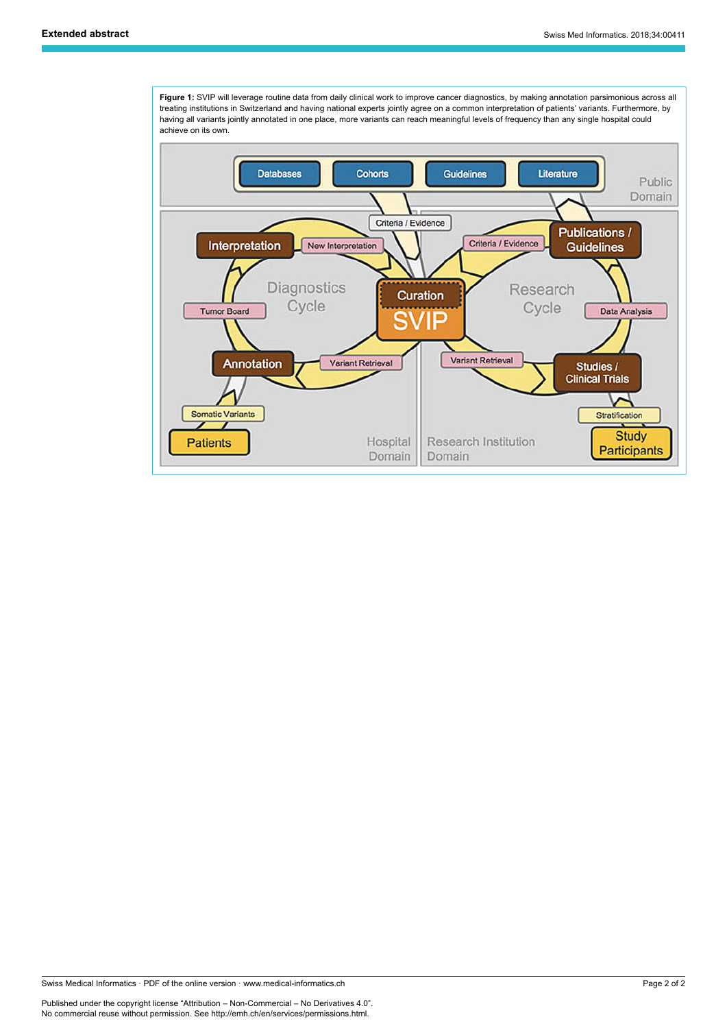**Figure 1:** SVIP will leverage routine data from daily clinical work to improve cancer diagnostics, by making annotation parsimonious across all treating institutions in Switzerland and having national experts jointly agree on a common interpretation of patients' variants. Furthermore, by having all variants jointly annotated in one place, more variants can reach meaningful levels of frequency than any single hospital could achieve on its own.

Databases
Cohorts
Guidelines
Literature
Public Domain
Criteria / Evidence
Interpretation
New Interpretation
Criteria / Evidence
Publications / Guidelines
Diagnostics Cycle
Curation
SVIP
Research Cycle
Tumor Board
Data Analysis
Annotation
Variant Retrieval
Variant Retrieval
Studies / Clinical Trials
Somatic Variants
Stratification
Patients
Hospital Domain
Research Institution Domain
Study Participants

Published under the copyright license "Attribution – Non-Commercial – No Derivatives 4.0".
No commercial reuse without permission. See http://emh.ch/en/services/permissions.html.